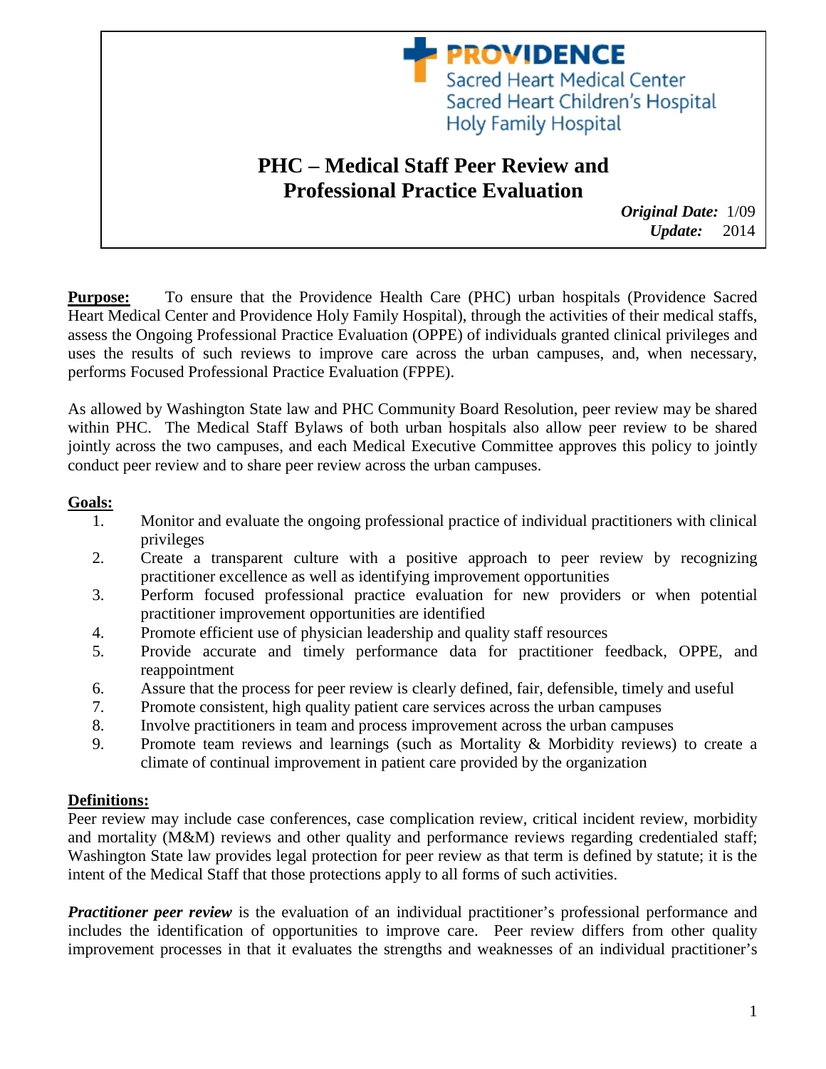PROVIDENCE
Sacred Heart Medical Center
Sacred Heart Children's Hospital
Holy Family Hospital

# PHC – Medical Staff Peer Review and Professional Practice Evaluation

***Original Date:*** 1/09
***Update:*** 2014

**Purpose:** To ensure that the Providence Health Care (PHC) urban hospitals (Providence Sacred Heart Medical Center and Providence Holy Family Hospital), through the activities of their medical staffs, assess the Ongoing Professional Practice Evaluation (OPPE) of individuals granted clinical privileges and uses the results of such reviews to improve care across the urban campuses, and, when necessary, performs Focused Professional Practice Evaluation (FPPE).

As allowed by Washington State law and PHC Community Board Resolution, peer review may be shared within PHC. The Medical Staff Bylaws of both urban hospitals also allow peer review to be shared jointly across the two campuses, and each Medical Executive Committee approves this policy to jointly conduct peer review and to share peer review across the urban campuses.

**Goals:**

1. Monitor and evaluate the ongoing professional practice of individual practitioners with clinical privileges
2. Create a transparent culture with a positive approach to peer review by recognizing practitioner excellence as well as identifying improvement opportunities
3. Perform focused professional practice evaluation for new providers or when potential practitioner improvement opportunities are identified
4. Promote efficient use of physician leadership and quality staff resources
5. Provide accurate and timely performance data for practitioner feedback, OPPE, and reappointment
6. Assure that the process for peer review is clearly defined, fair, defensible, timely and useful
7. Promote consistent, high quality patient care services across the urban campuses
8. Involve practitioners in team and process improvement across the urban campuses
9. Promote team reviews and learnings (such as Mortality & Morbidity reviews) to create a climate of continual improvement in patient care provided by the organization

**Definitions:**

Peer review may include case conferences, case complication review, critical incident review, morbidity and mortality (M&M) reviews and other quality and performance reviews regarding credentialed staff; Washington State law provides legal protection for peer review as that term is defined by statute; it is the intent of the Medical Staff that those protections apply to all forms of such activities.

***Practitioner peer review*** is the evaluation of an individual practitioner's professional performance and includes the identification of opportunities to improve care. Peer review differs from other quality improvement processes in that it evaluates the strengths and weaknesses of an individual practitioner's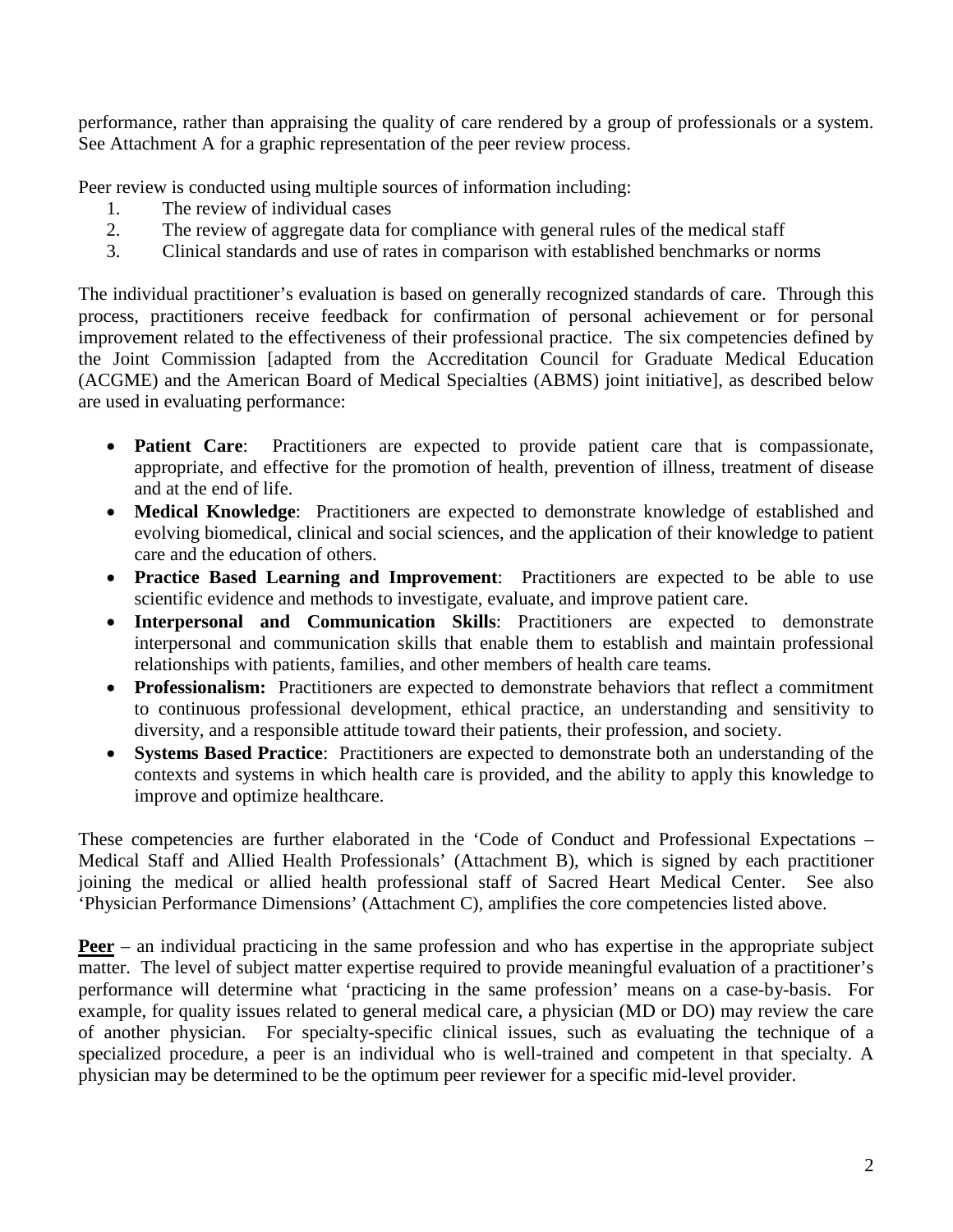performance, rather than appraising the quality of care rendered by a group of professionals or a system. See Attachment A for a graphic representation of the peer review process.

Peer review is conducted using multiple sources of information including:

1. The review of individual cases
2. The review of aggregate data for compliance with general rules of the medical staff
3. Clinical standards and use of rates in comparison with established benchmarks or norms

The individual practitioner's evaluation is based on generally recognized standards of care. Through this process, practitioners receive feedback for confirmation of personal achievement or for personal improvement related to the effectiveness of their professional practice. The six competencies defined by the Joint Commission [adapted from the Accreditation Council for Graduate Medical Education (ACGME) and the American Board of Medical Specialties (ABMS) joint initiative], as described below are used in evaluating performance:

- **Patient Care**: Practitioners are expected to provide patient care that is compassionate, appropriate, and effective for the promotion of health, prevention of illness, treatment of disease and at the end of life.
- **Medical Knowledge**: Practitioners are expected to demonstrate knowledge of established and evolving biomedical, clinical and social sciences, and the application of their knowledge to patient care and the education of others.
- **Practice Based Learning and Improvement**: Practitioners are expected to be able to use scientific evidence and methods to investigate, evaluate, and improve patient care.
- **Interpersonal and Communication Skills**: Practitioners are expected to demonstrate interpersonal and communication skills that enable them to establish and maintain professional relationships with patients, families, and other members of health care teams.
- **Professionalism:** Practitioners are expected to demonstrate behaviors that reflect a commitment to continuous professional development, ethical practice, an understanding and sensitivity to diversity, and a responsible attitude toward their patients, their profession, and society.
- **Systems Based Practice**: Practitioners are expected to demonstrate both an understanding of the contexts and systems in which health care is provided, and the ability to apply this knowledge to improve and optimize healthcare.

These competencies are further elaborated in the 'Code of Conduct and Professional Expectations – Medical Staff and Allied Health Professionals' (Attachment B), which is signed by each practitioner joining the medical or allied health professional staff of Sacred Heart Medical Center. See also 'Physician Performance Dimensions' (Attachment C), amplifies the core competencies listed above.

**Peer** – an individual practicing in the same profession and who has expertise in the appropriate subject matter. The level of subject matter expertise required to provide meaningful evaluation of a practitioner's performance will determine what 'practicing in the same profession' means on a case-by-basis. For example, for quality issues related to general medical care, a physician (MD or DO) may review the care of another physician. For specialty-specific clinical issues, such as evaluating the technique of a specialized procedure, a peer is an individual who is well-trained and competent in that specialty. A physician may be determined to be the optimum peer reviewer for a specific mid-level provider.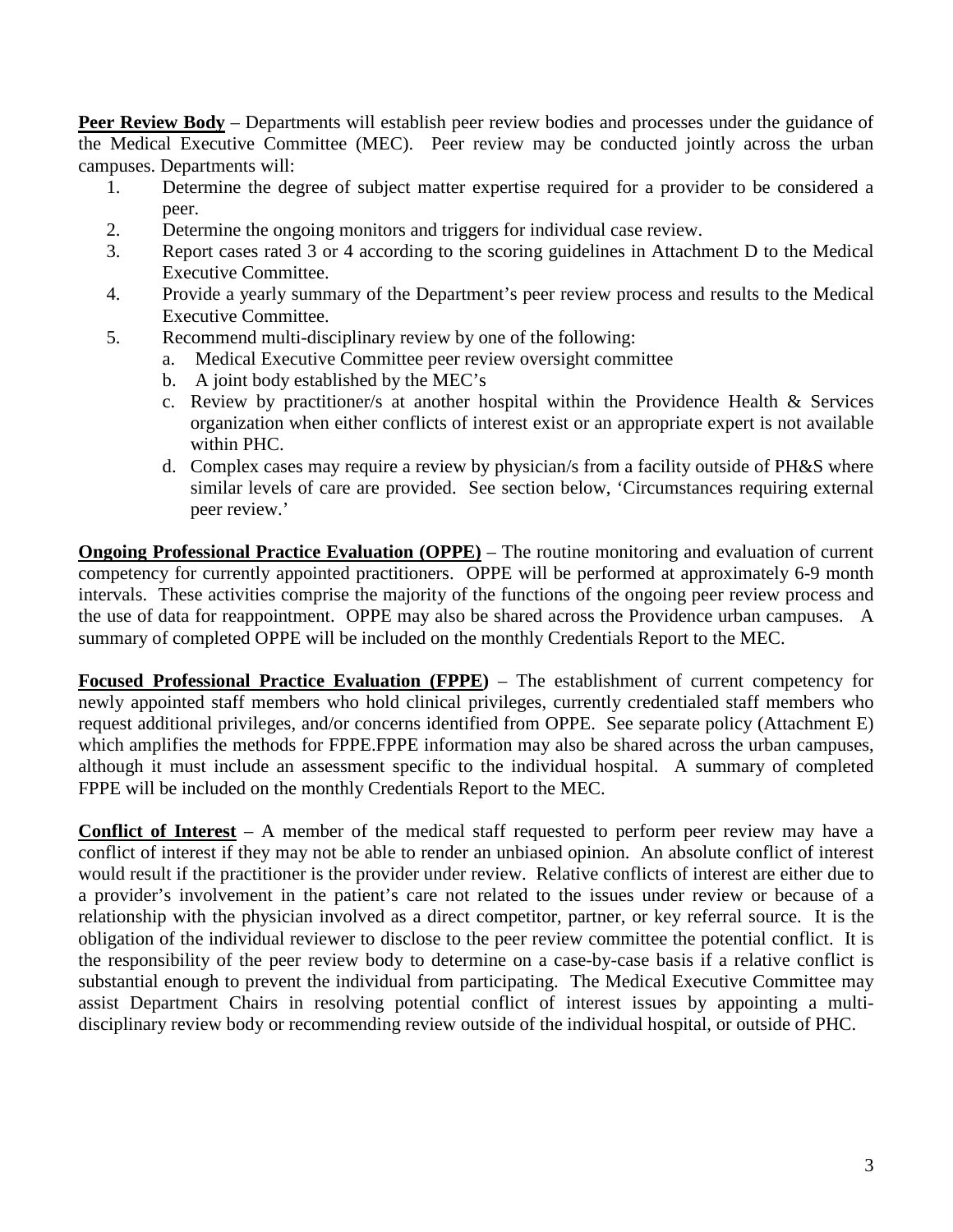**Peer Review Body** – Departments will establish peer review bodies and processes under the guidance of the Medical Executive Committee (MEC). Peer review may be conducted jointly across the urban campuses. Departments will:

1. Determine the degree of subject matter expertise required for a provider to be considered a peer.
2. Determine the ongoing monitors and triggers for individual case review.
3. Report cases rated 3 or 4 according to the scoring guidelines in Attachment D to the Medical Executive Committee.
4. Provide a yearly summary of the Department's peer review process and results to the Medical Executive Committee.
5. Recommend multi-disciplinary review by one of the following:
   a. Medical Executive Committee peer review oversight committee
   b. A joint body established by the MEC's
   c. Review by practitioner/s at another hospital within the Providence Health & Services organization when either conflicts of interest exist or an appropriate expert is not available within PHC.
   d. Complex cases may require a review by physician/s from a facility outside of PH&S where similar levels of care are provided. See section below, 'Circumstances requiring external peer review.'

**Ongoing Professional Practice Evaluation (OPPE)** – The routine monitoring and evaluation of current competency for currently appointed practitioners. OPPE will be performed at approximately 6-9 month intervals. These activities comprise the majority of the functions of the ongoing peer review process and the use of data for reappointment. OPPE may also be shared across the Providence urban campuses. A summary of completed OPPE will be included on the monthly Credentials Report to the MEC.

**Focused Professional Practice Evaluation (FPPE)** – The establishment of current competency for newly appointed staff members who hold clinical privileges, currently credentialed staff members who request additional privileges, and/or concerns identified from OPPE. See separate policy (Attachment E) which amplifies the methods for FPPE.FPPE information may also be shared across the urban campuses, although it must include an assessment specific to the individual hospital. A summary of completed FPPE will be included on the monthly Credentials Report to the MEC.

**Conflict of Interest** – A member of the medical staff requested to perform peer review may have a conflict of interest if they may not be able to render an unbiased opinion. An absolute conflict of interest would result if the practitioner is the provider under review. Relative conflicts of interest are either due to a provider's involvement in the patient's care not related to the issues under review or because of a relationship with the physician involved as a direct competitor, partner, or key referral source. It is the obligation of the individual reviewer to disclose to the peer review committee the potential conflict. It is the responsibility of the peer review body to determine on a case-by-case basis if a relative conflict is substantial enough to prevent the individual from participating. The Medical Executive Committee may assist Department Chairs in resolving potential conflict of interest issues by appointing a multi-disciplinary review body or recommending review outside of the individual hospital, or outside of PHC.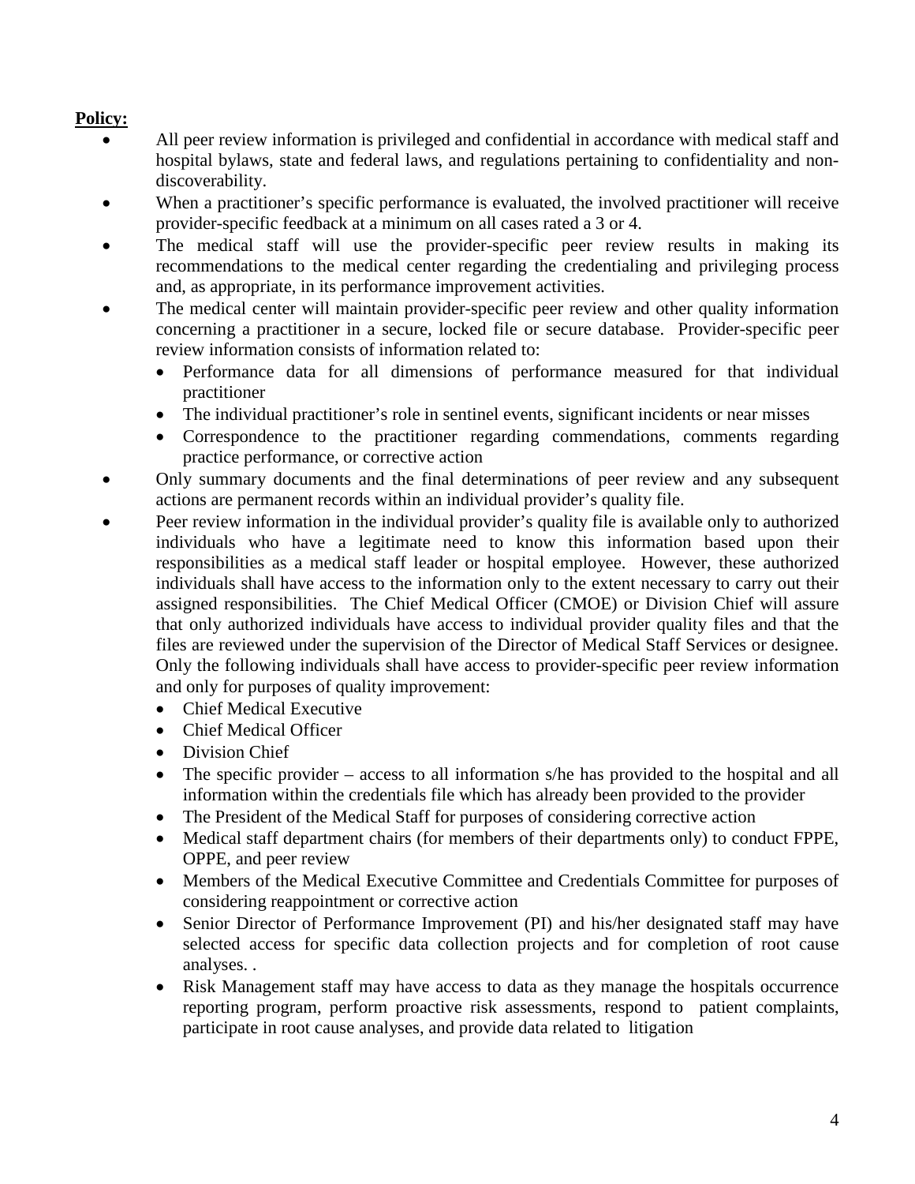**Policy:**

- All peer review information is privileged and confidential in accordance with medical staff and hospital bylaws, state and federal laws, and regulations pertaining to confidentiality and non-discoverability.
- When a practitioner's specific performance is evaluated, the involved practitioner will receive provider-specific feedback at a minimum on all cases rated a 3 or 4.
- The medical staff will use the provider-specific peer review results in making its recommendations to the medical center regarding the credentialing and privileging process and, as appropriate, in its performance improvement activities.
- The medical center will maintain provider-specific peer review and other quality information concerning a practitioner in a secure, locked file or secure database. Provider-specific peer review information consists of information related to:
  - Performance data for all dimensions of performance measured for that individual practitioner
  - The individual practitioner's role in sentinel events, significant incidents or near misses
  - Correspondence to the practitioner regarding commendations, comments regarding practice performance, or corrective action
- Only summary documents and the final determinations of peer review and any subsequent actions are permanent records within an individual provider's quality file.
- Peer review information in the individual provider's quality file is available only to authorized individuals who have a legitimate need to know this information based upon their responsibilities as a medical staff leader or hospital employee. However, these authorized individuals shall have access to the information only to the extent necessary to carry out their assigned responsibilities. The Chief Medical Officer (CMOE) or Division Chief will assure that only authorized individuals have access to individual provider quality files and that the files are reviewed under the supervision of the Director of Medical Staff Services or designee. Only the following individuals shall have access to provider-specific peer review information and only for purposes of quality improvement:
  - Chief Medical Executive
  - Chief Medical Officer
  - Division Chief
  - The specific provider – access to all information s/he has provided to the hospital and all information within the credentials file which has already been provided to the provider
  - The President of the Medical Staff for purposes of considering corrective action
  - Medical staff department chairs (for members of their departments only) to conduct FPPE, OPPE, and peer review
  - Members of the Medical Executive Committee and Credentials Committee for purposes of considering reappointment or corrective action
  - Senior Director of Performance Improvement (PI) and his/her designated staff may have selected access for specific data collection projects and for completion of root cause analyses. .
  - Risk Management staff may have access to data as they manage the hospitals occurrence reporting program, perform proactive risk assessments, respond to patient complaints, participate in root cause analyses, and provide data related to litigation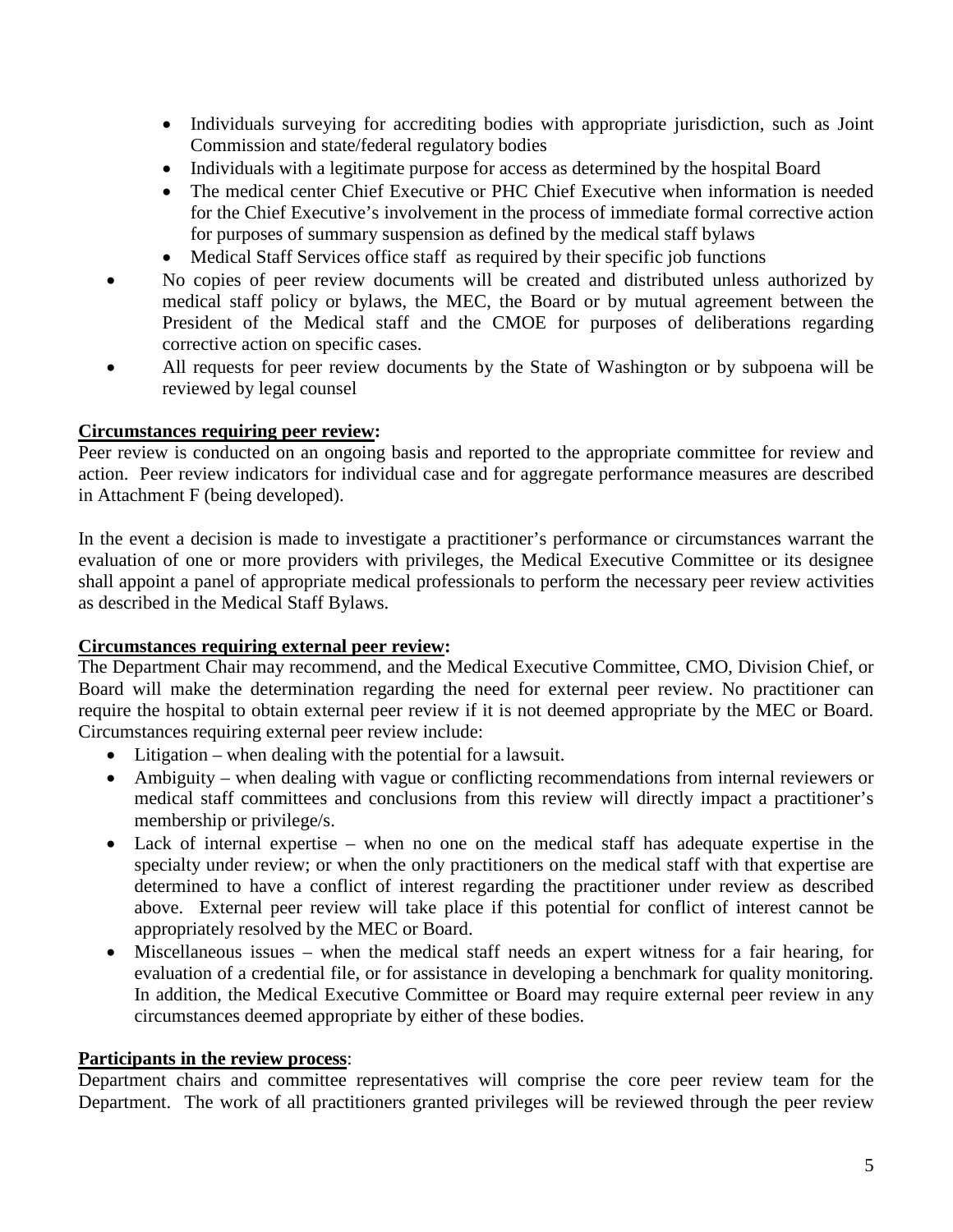- Individuals surveying for accrediting bodies with appropriate jurisdiction, such as Joint Commission and state/federal regulatory bodies
- Individuals with a legitimate purpose for access as determined by the hospital Board
- The medical center Chief Executive or PHC Chief Executive when information is needed for the Chief Executive's involvement in the process of immediate formal corrective action for purposes of summary suspension as defined by the medical staff bylaws
- Medical Staff Services office staff as required by their specific job functions

- No copies of peer review documents will be created and distributed unless authorized by medical staff policy or bylaws, the MEC, the Board or by mutual agreement between the President of the Medical staff and the CMOE for purposes of deliberations regarding corrective action on specific cases.
- All requests for peer review documents by the State of Washington or by subpoena will be reviewed by legal counsel

**Circumstances requiring peer review:**

Peer review is conducted on an ongoing basis and reported to the appropriate committee for review and action. Peer review indicators for individual case and for aggregate performance measures are described in Attachment F (being developed).

In the event a decision is made to investigate a practitioner's performance or circumstances warrant the evaluation of one or more providers with privileges, the Medical Executive Committee or its designee shall appoint a panel of appropriate medical professionals to perform the necessary peer review activities as described in the Medical Staff Bylaws.

**Circumstances requiring external peer review:**

The Department Chair may recommend, and the Medical Executive Committee, CMO, Division Chief, or Board will make the determination regarding the need for external peer review. No practitioner can require the hospital to obtain external peer review if it is not deemed appropriate by the MEC or Board. Circumstances requiring external peer review include:

- Litigation – when dealing with the potential for a lawsuit.
- Ambiguity – when dealing with vague or conflicting recommendations from internal reviewers or medical staff committees and conclusions from this review will directly impact a practitioner's membership or privilege/s.
- Lack of internal expertise – when no one on the medical staff has adequate expertise in the specialty under review; or when the only practitioners on the medical staff with that expertise are determined to have a conflict of interest regarding the practitioner under review as described above. External peer review will take place if this potential for conflict of interest cannot be appropriately resolved by the MEC or Board.
- Miscellaneous issues – when the medical staff needs an expert witness for a fair hearing, for evaluation of a credential file, or for assistance in developing a benchmark for quality monitoring. In addition, the Medical Executive Committee or Board may require external peer review in any circumstances deemed appropriate by either of these bodies.

**Participants in the review process**:

Department chairs and committee representatives will comprise the core peer review team for the Department. The work of all practitioners granted privileges will be reviewed through the peer review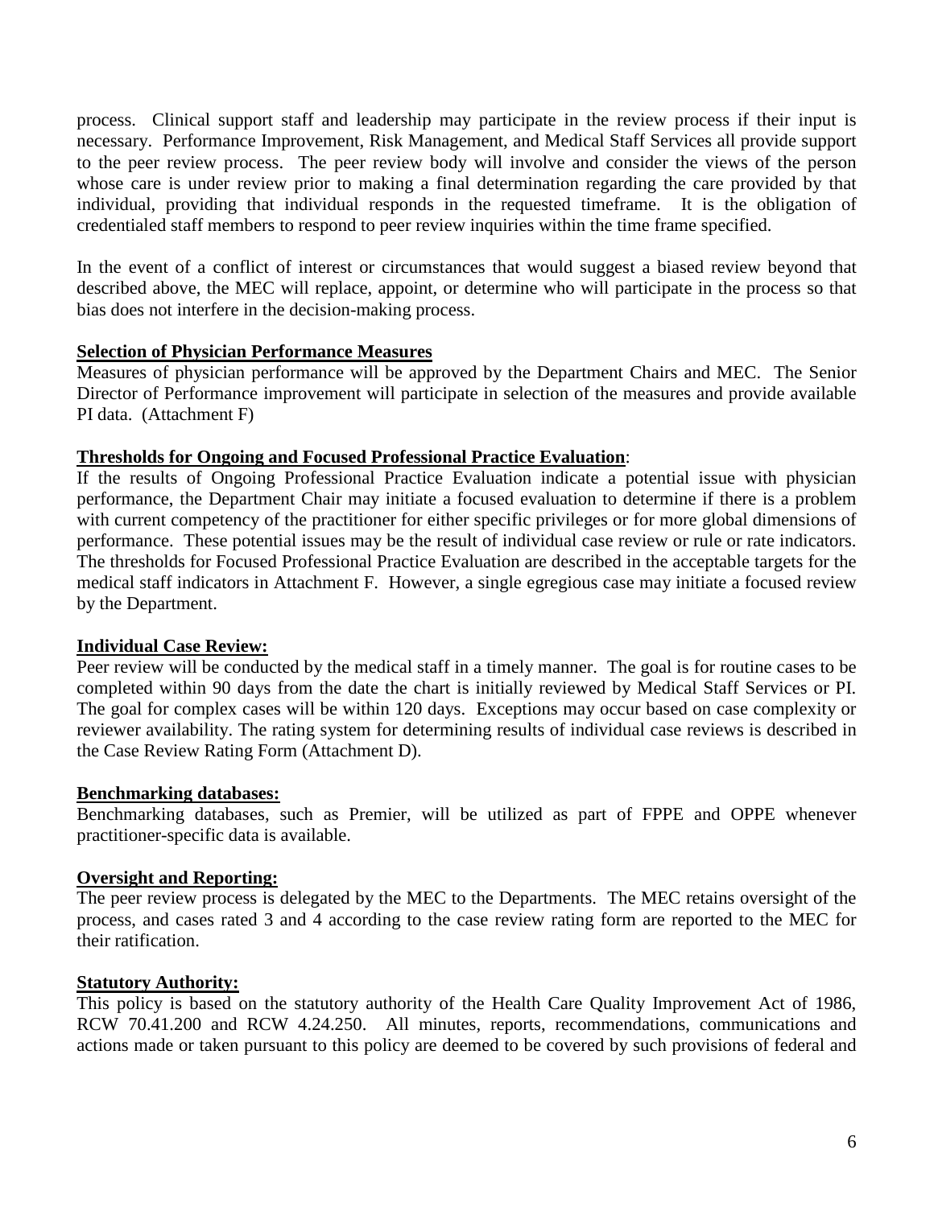process. Clinical support staff and leadership may participate in the review process if their input is necessary. Performance Improvement, Risk Management, and Medical Staff Services all provide support to the peer review process. The peer review body will involve and consider the views of the person whose care is under review prior to making a final determination regarding the care provided by that individual, providing that individual responds in the requested timeframe. It is the obligation of credentialed staff members to respond to peer review inquiries within the time frame specified.

In the event of a conflict of interest or circumstances that would suggest a biased review beyond that described above, the MEC will replace, appoint, or determine who will participate in the process so that bias does not interfere in the decision-making process.

**Selection of Physician Performance Measures**

Measures of physician performance will be approved by the Department Chairs and MEC. The Senior Director of Performance improvement will participate in selection of the measures and provide available PI data. (Attachment F)

**Thresholds for Ongoing and Focused Professional Practice Evaluation**:

If the results of Ongoing Professional Practice Evaluation indicate a potential issue with physician performance, the Department Chair may initiate a focused evaluation to determine if there is a problem with current competency of the practitioner for either specific privileges or for more global dimensions of performance. These potential issues may be the result of individual case review or rule or rate indicators. The thresholds for Focused Professional Practice Evaluation are described in the acceptable targets for the medical staff indicators in Attachment F. However, a single egregious case may initiate a focused review by the Department.

**Individual Case Review:**

Peer review will be conducted by the medical staff in a timely manner. The goal is for routine cases to be completed within 90 days from the date the chart is initially reviewed by Medical Staff Services or PI. The goal for complex cases will be within 120 days. Exceptions may occur based on case complexity or reviewer availability. The rating system for determining results of individual case reviews is described in the Case Review Rating Form (Attachment D).

**Benchmarking databases:**

Benchmarking databases, such as Premier, will be utilized as part of FPPE and OPPE whenever practitioner-specific data is available.

**Oversight and Reporting:**

The peer review process is delegated by the MEC to the Departments. The MEC retains oversight of the process, and cases rated 3 and 4 according to the case review rating form are reported to the MEC for their ratification.

**Statutory Authority:**

This policy is based on the statutory authority of the Health Care Quality Improvement Act of 1986, RCW 70.41.200 and RCW 4.24.250. All minutes, reports, recommendations, communications and actions made or taken pursuant to this policy are deemed to be covered by such provisions of federal and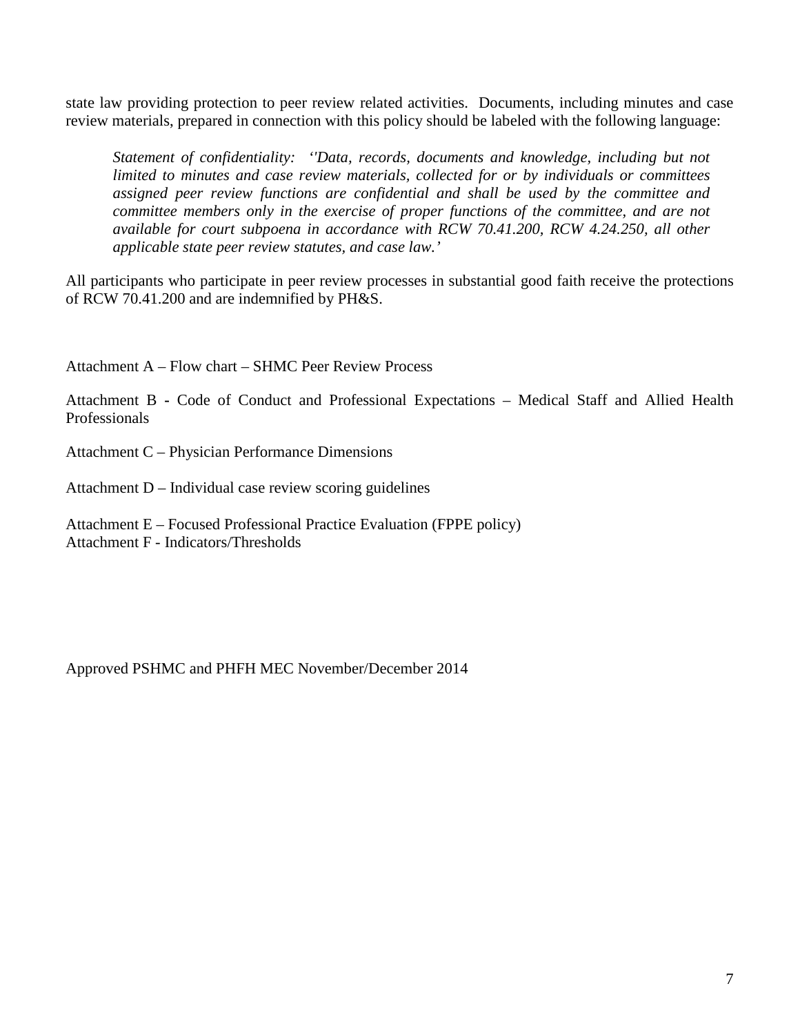state law providing protection to peer review related activities. Documents, including minutes and case review materials, prepared in connection with this policy should be labeled with the following language:

> *Statement of confidentiality: ''Data, records, documents and knowledge, including but not limited to minutes and case review materials, collected for or by individuals or committees assigned peer review functions are confidential and shall be used by the committee and committee members only in the exercise of proper functions of the committee, and are not available for court subpoena in accordance with RCW 70.41.200, RCW 4.24.250, all other applicable state peer review statutes, and case law.'*

All participants who participate in peer review processes in substantial good faith receive the protections of RCW 70.41.200 and are indemnified by PH&S.

Attachment A – Flow chart – SHMC Peer Review Process

Attachment B - Code of Conduct and Professional Expectations – Medical Staff and Allied Health Professionals

Attachment C – Physician Performance Dimensions

Attachment D – Individual case review scoring guidelines

Attachment E – Focused Professional Practice Evaluation (FPPE policy)
Attachment F - Indicators/Thresholds

Approved PSHMC and PHFH MEC November/December 2014